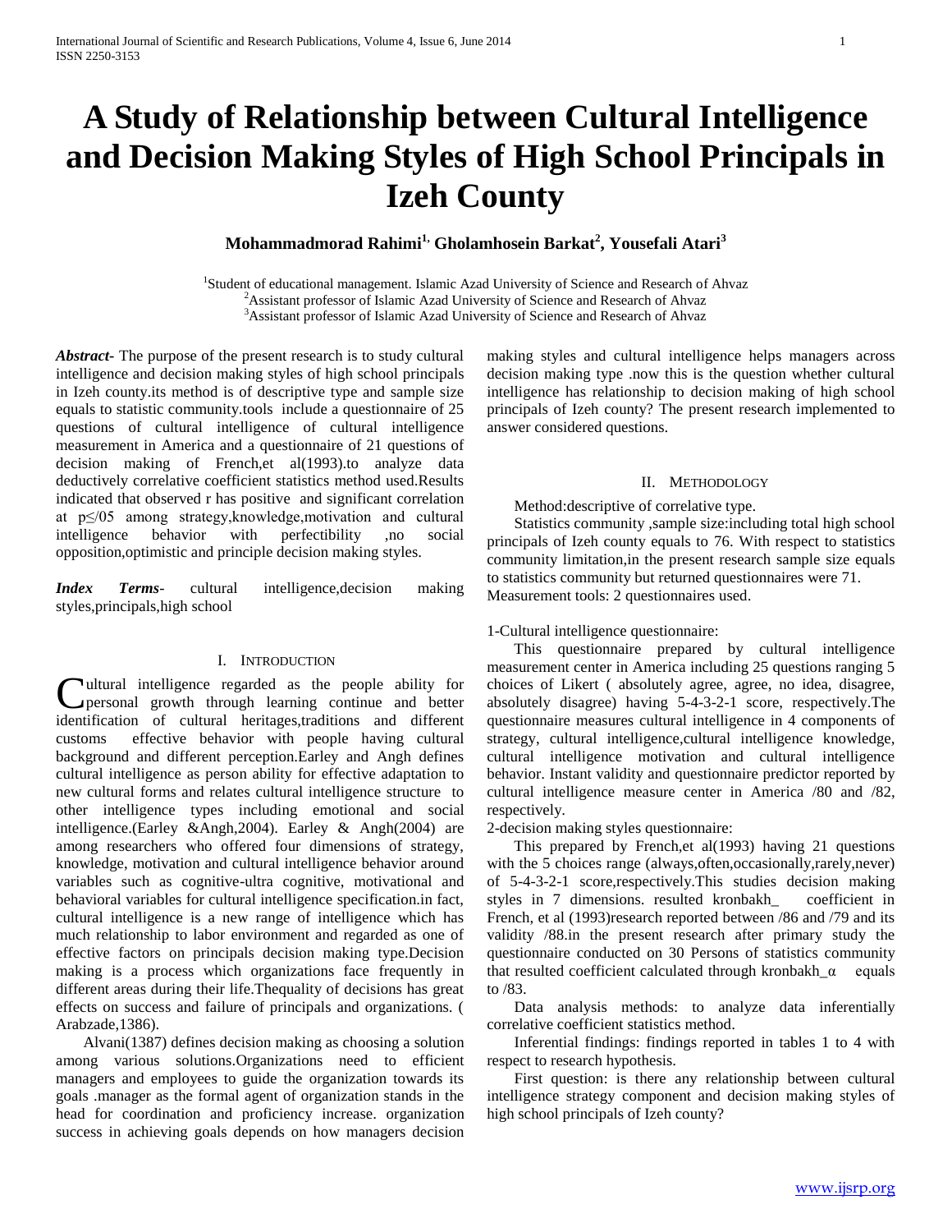# A Study of Relationship between Cultural Intelligence and Decision Making Styles of High School Principals in Izeh County

**Mohammadmorad Rahimi[1], Gholamhosein Barkat[2], Yousefali Atari[3]**

[1]Student of educational management. Islamic Azad University of Science and Research of Ahvaz
[2]Assistant professor of Islamic Azad University of Science and Research of Ahvaz
[3]Assistant professor of Islamic Azad University of Science and Research of Ahvaz

***Abstract***- The purpose of the present research is to study cultural intelligence and decision making styles of high school principals in Izeh county.its method is of descriptive type and sample size equals to statistic community.tools include a questionnaire of 25 questions of cultural intelligence of cultural intelligence measurement in America and a questionnaire of 21 questions of decision making of French,et al(1993).to analyze data deductively correlative coefficient statistics method used.Results indicated that observed r has positive and significant correlation at p≤/05 among strategy,knowledge,motivation and cultural intelligence behavior with perfectibility ,no social opposition,optimistic and principle decision making styles.

***Index Terms***- cultural intelligence,decision making styles,principals,high school

## I. Introduction

Cultural intelligence regarded as the people ability for personal growth through learning continue and better identification of cultural heritages,traditions and different customs effective behavior with people having cultural background and different perception.Earley and Angh defines cultural intelligence as person ability for effective adaptation to new cultural forms and relates cultural intelligence structure to other intelligence types including emotional and social intelligence.(Earley &Angh,2004). Earley & Angh(2004) are among researchers who offered four dimensions of strategy, knowledge, motivation and cultural intelligence behavior around variables such as cognitive-ultra cognitive, motivational and behavioral variables for cultural intelligence specification.in fact, cultural intelligence is a new range of intelligence which has much relationship to labor environment and regarded as one of effective factors on principals decision making type.Decision making is a process which organizations face frequently in different areas during their life.Thequality of decisions has great effects on success and failure of principals and organizations. ( Arabzade,1386).

Alvani(1387) defines decision making as choosing a solution among various solutions.Organizations need to efficient managers and employees to guide the organization towards its goals .manager as the formal agent of organization stands in the head for coordination and proficiency increase. organization success in achieving goals depends on how managers decision making styles and cultural intelligence helps managers across decision making type .now this is the question whether cultural intelligence has relationship to decision making of high school principals of Izeh county? The present research implemented to answer considered questions.

## II. Methodology

Method:descriptive of correlative type.

Statistics community ,sample size:including total high school principals of Izeh county equals to 76. With respect to statistics community limitation,in the present research sample size equals to statistics community but returned questionnaires were 71.
Measurement tools: 2 questionnaires used.

1-Cultural intelligence questionnaire:

This questionnaire prepared by cultural intelligence measurement center in America including 25 questions ranging 5 choices of Likert ( absolutely agree, agree, no idea, disagree, absolutely disagree) having 5-4-3-2-1 score, respectively.The questionnaire measures cultural intelligence in 4 components of strategy, cultural intelligence,cultural intelligence knowledge, cultural intelligence motivation and cultural intelligence behavior. Instant validity and questionnaire predictor reported by cultural intelligence measure center in America /80 and /82, respectively.

2-decision making styles questionnaire:

This prepared by French,et al(1993) having 21 questions with the 5 choices range (always,often,occasionally,rarely,never) of 5-4-3-2-1 score,respectively.This studies decision making styles in 7 dimensions. resulted kronbakh_ coefficient in French, et al (1993)research reported between /86 and /79 and its validity /88.in the present research after primary study the questionnaire conducted on 30 Persons of statistics community that resulted coefficient calculated through kronbakh_α equals to /83.

Data analysis methods: to analyze data inferentially correlative coefficient statistics method.

Inferential findings: findings reported in tables 1 to 4 with respect to research hypothesis.

First question: is there any relationship between cultural intelligence strategy component and decision making styles of high school principals of Izeh county?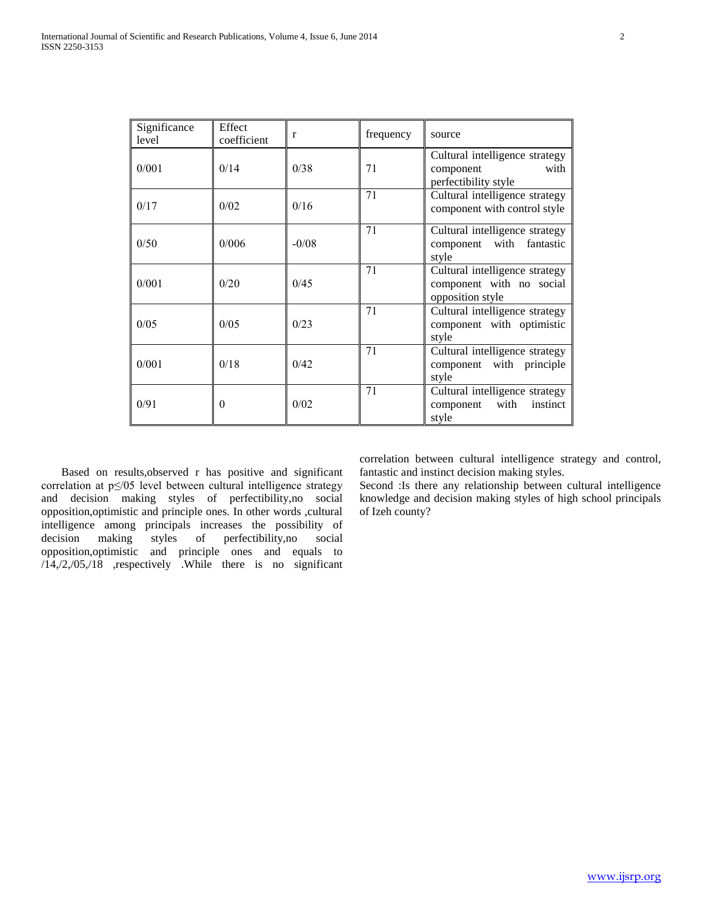| Significance level | Effect coefficient | r | frequency | source |
|---|---|---|---|---|
| 0/001 | 0/14 | 0/38 | 71 | Cultural intelligence strategy component with perfectibility style |
| 0/17 | 0/02 | 0/16 | 71 | Cultural intelligence strategy component with control style |
| 0/50 | 0/006 | -0/08 | 71 | Cultural intelligence strategy component with fantastic style |
| 0/001 | 0/20 | 0/45 | 71 | Cultural intelligence strategy component with no social opposition style |
| 0/05 | 0/05 | 0/23 | 71 | Cultural intelligence strategy component with optimistic style |
| 0/001 | 0/18 | 0/42 | 71 | Cultural intelligence strategy component with principle style |
| 0/91 | 0 | 0/02 | 71 | Cultural intelligence strategy component with instinct style |

Based on results,observed r has positive and significant correlation at p≤/05 level between cultural intelligence strategy and decision making styles of perfectibility,no social opposition,optimistic and principle ones. In other words ,cultural intelligence among principals increases the possibility of decision making styles of perfectibility,no social opposition,optimistic and principle ones and equals to /14,/2,/05,/18 ,respectively .While there is no significant correlation between cultural intelligence strategy and control, fantastic and instinct decision making styles.

Second :Is there any relationship between cultural intelligence knowledge and decision making styles of high school principals of Izeh county?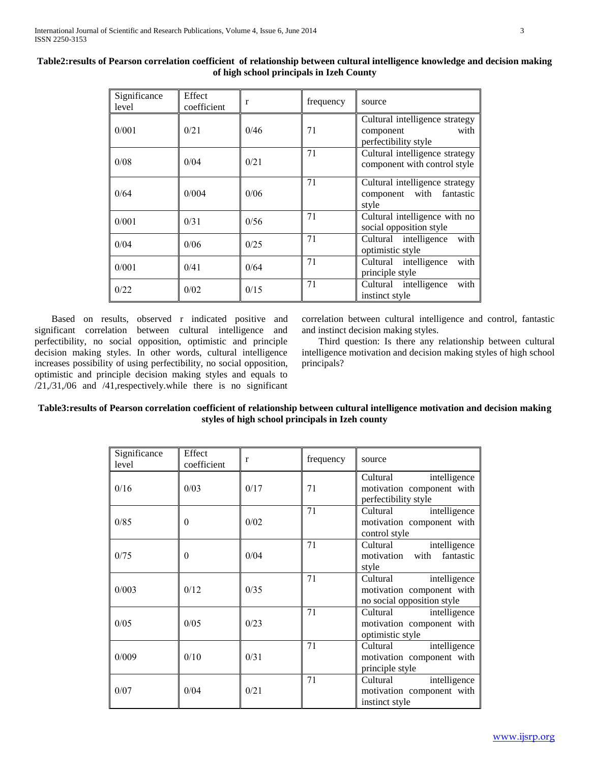**Table2:results of Pearson correlation coefficient of relationship between cultural intelligence knowledge and decision making of high school principals in Izeh County**

| Significance level | Effect coefficient | r | frequency | source |
|---|---|---|---|---|
| 0/001 | 0/21 | 0/46 | 71 | Cultural intelligence strategy component with perfectibility style |
| 0/08 | 0/04 | 0/21 | 71 | Cultural intelligence strategy component with control style |
| 0/64 | 0/004 | 0/06 | 71 | Cultural intelligence strategy component with fantastic style |
| 0/001 | 0/31 | 0/56 | 71 | Cultural intelligence with no social opposition style |
| 0/04 | 0/06 | 0/25 | 71 | Cultural intelligence with optimistic style |
| 0/001 | 0/41 | 0/64 | 71 | Cultural intelligence with principle style |
| 0/22 | 0/02 | 0/15 | 71 | Cultural intelligence with instinct style |

Based on results, observed r indicated positive and significant correlation between cultural intelligence and perfectibility, no social opposition, optimistic and principle decision making styles. In other words, cultural intelligence increases possibility of using perfectibility, no social opposition, optimistic and principle decision making styles and equals to /21,/31,/06 and /41,respectively.while there is no significant correlation between cultural intelligence and control, fantastic and instinct decision making styles.

Third question: Is there any relationship between cultural intelligence motivation and decision making styles of high school principals?

**Table3:results of Pearson correlation coefficient of relationship between cultural intelligence motivation and decision making styles of high school principals in Izeh county**

| Significance level | Effect coefficient | r | frequency | source |
|---|---|---|---|---|
| 0/16 | 0/03 | 0/17 | 71 | Cultural intelligence motivation component with perfectibility style |
| 0/85 | 0 | 0/02 | 71 | Cultural intelligence motivation component with control style |
| 0/75 | 0 | 0/04 | 71 | Cultural intelligence motivation with fantastic style |
| 0/003 | 0/12 | 0/35 | 71 | Cultural intelligence motivation component with no social opposition style |
| 0/05 | 0/05 | 0/23 | 71 | Cultural intelligence motivation component with optimistic style |
| 0/009 | 0/10 | 0/31 | 71 | Cultural intelligence motivation component with principle style |
| 0/07 | 0/04 | 0/21 | 71 | Cultural intelligence motivation component with instinct style |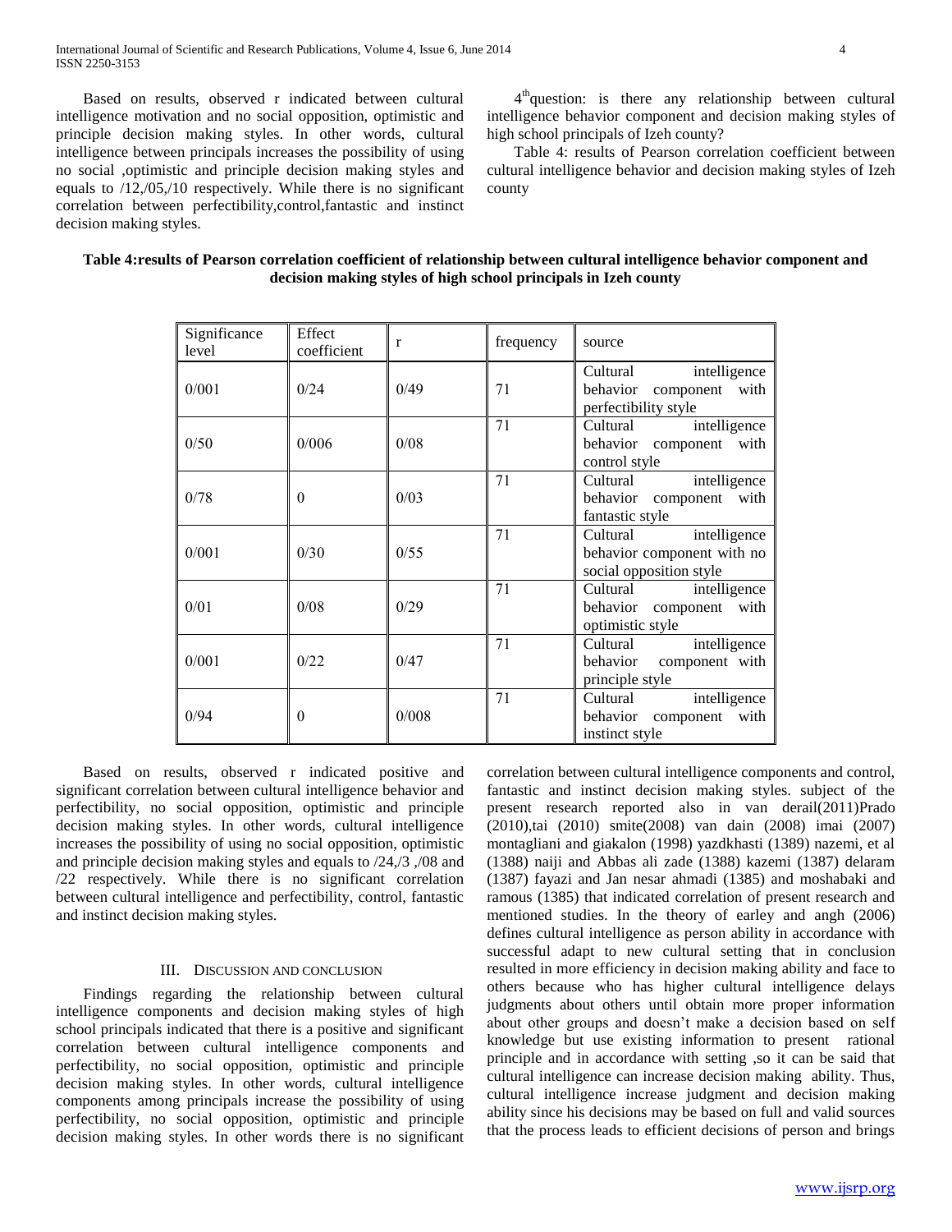Based on results, observed r indicated between cultural intelligence motivation and no social opposition, optimistic and principle decision making styles. In other words, cultural intelligence between principals increases the possibility of using no social ,optimistic and principle decision making styles and equals to /12,/05,/10 respectively. While there is no significant correlation between perfectibility,control,fantastic and instinct decision making styles.

4th question: is there any relationship between cultural intelligence behavior component and decision making styles of high school principals of Izeh county?

Table 4: results of Pearson correlation coefficient between cultural intelligence behavior and decision making styles of Izeh county

**Table 4:results of Pearson correlation coefficient of relationship between cultural intelligence behavior component and decision making styles of high school principals in Izeh county**

| Significance level | Effect coefficient | r | frequency | source |
|---|---|---|---|---|
| 0/001 | 0/24 | 0/49 | 71 | Cultural intelligence behavior component with perfectibility style |
| 0/50 | 0/006 | 0/08 | 71 | Cultural intelligence behavior component with control style |
| 0/78 | 0 | 0/03 | 71 | Cultural intelligence behavior component with fantastic style |
| 0/001 | 0/30 | 0/55 | 71 | Cultural intelligence behavior component with no social opposition style |
| 0/01 | 0/08 | 0/29 | 71 | Cultural intelligence behavior component with optimistic style |
| 0/001 | 0/22 | 0/47 | 71 | Cultural intelligence behavior component with principle style |
| 0/94 | 0 | 0/008 | 71 | Cultural intelligence behavior component with instinct style |

Based on results, observed r indicated positive and significant correlation between cultural intelligence behavior and perfectibility, no social opposition, optimistic and principle decision making styles. In other words, cultural intelligence increases the possibility of using no social opposition, optimistic and principle decision making styles and equals to /24,/3 ,/08 and /22 respectively. While there is no significant correlation between cultural intelligence and perfectibility, control, fantastic and instinct decision making styles.

## III. Discussion and Conclusion

Findings regarding the relationship between cultural intelligence components and decision making styles of high school principals indicated that there is a positive and significant correlation between cultural intelligence components and perfectibility, no social opposition, optimistic and principle decision making styles. In other words, cultural intelligence components among principals increase the possibility of using perfectibility, no social opposition, optimistic and principle decision making styles. In other words there is no significant correlation between cultural intelligence components and control, fantastic and instinct decision making styles. subject of the present research reported also in van derail(2011)Prado (2010),tai (2010) smite(2008) van dain (2008) imai (2007) montagliani and giakalon (1998) yazdkhasti (1389) nazemi, et al (1388) naiji and Abbas ali zade (1388) kazemi (1387) delaram (1387) fayazi and Jan nesar ahmadi (1385) and moshabaki and ramous (1385) that indicated correlation of present research and mentioned studies. In the theory of earley and angh (2006) defines cultural intelligence as person ability in accordance with successful adapt to new cultural setting that in conclusion resulted in more efficiency in decision making ability and face to others because who has higher cultural intelligence delays judgments about others until obtain more proper information about other groups and doesn't make a decision based on self knowledge but use existing information to present rational principle and in accordance with setting ,so it can be said that cultural intelligence can increase decision making ability. Thus, cultural intelligence increase judgment and decision making ability since his decisions may be based on full and valid sources that the process leads to efficient decisions of person and brings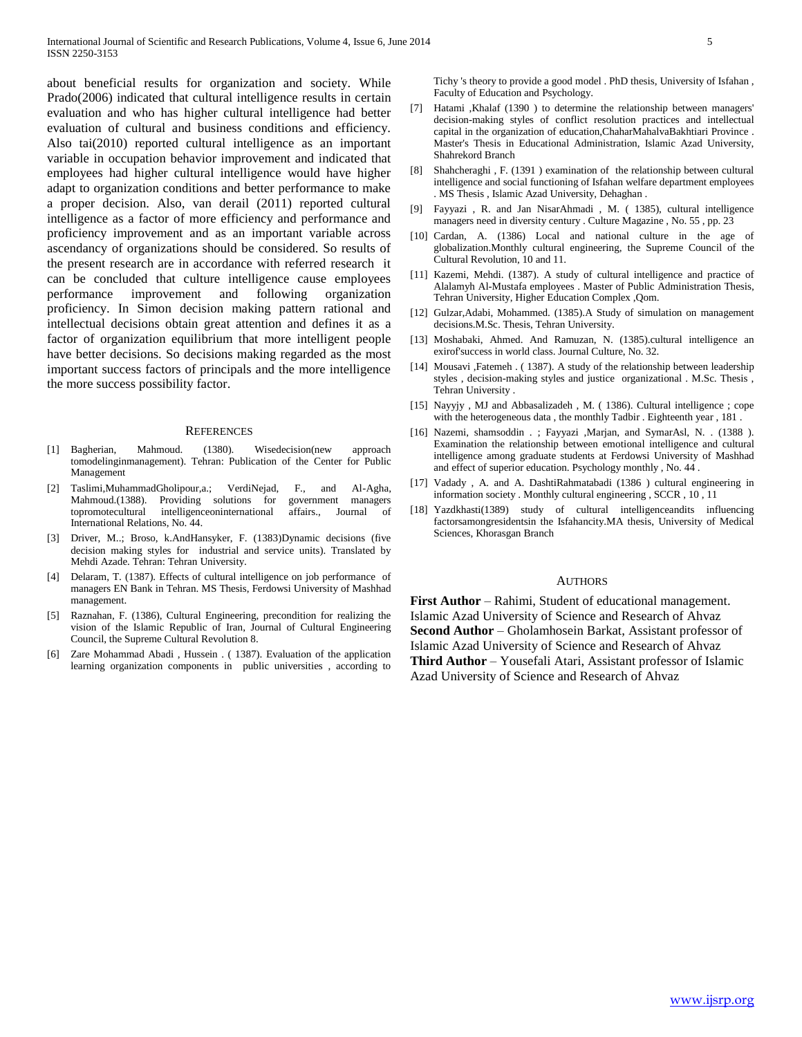about beneficial results for organization and society. While Prado(2006) indicated that cultural intelligence results in certain evaluation and who has higher cultural intelligence had better evaluation of cultural and business conditions and efficiency. Also tai(2010) reported cultural intelligence as an important variable in occupation behavior improvement and indicated that employees had higher cultural intelligence would have higher adapt to organization conditions and better performance to make a proper decision. Also, van derail (2011) reported cultural intelligence as a factor of more efficiency and performance and proficiency improvement and as an important variable across ascendancy of organizations should be considered. So results of the present research are in accordance with referred research it can be concluded that culture intelligence cause employees performance improvement and following organization proficiency. In Simon decision making pattern rational and intellectual decisions obtain great attention and defines it as a factor of organization equilibrium that more intelligent people have better decisions. So decisions making regarded as the most important success factors of principals and the more intelligence the more success possibility factor.

## REFERENCES

[1] Bagherian, Mahmoud. (1380). Wisedecision(new approach tomodelinginmanagement). Tehran: Publication of the Center for Public Management

[2] Taslimi,MuhammadGholipour,a.; VerdiNejad, F., and Al-Agha, Mahmoud.(1388). Providing solutions for government managers topromotecultural intelligenceoninternational affairs., Journal of International Relations, No. 44.

[3] Driver, M..; Broso, k.AndHansyker, F. (1383)Dynamic decisions (five decision making styles for industrial and service units). Translated by Mehdi Azade. Tehran: Tehran University.

[4] Delaram, T. (1387). Effects of cultural intelligence on job performance of managers EN Bank in Tehran. MS Thesis, Ferdowsi University of Mashhad management.

[5] Raznahan, F. (1386), Cultural Engineering, precondition for realizing the vision of the Islamic Republic of Iran, Journal of Cultural Engineering Council, the Supreme Cultural Revolution 8.

[6] Zare Mohammad Abadi , Hussein . ( 1387). Evaluation of the application learning organization components in public universities , according to Tichy 's theory to provide a good model . PhD thesis, University of Isfahan , Faculty of Education and Psychology.

[7] Hatami ,Khalaf (1390 ) to determine the relationship between managers' decision-making styles of conflict resolution practices and intellectual capital in the organization of education,ChaharMahalvaBakhtiari Province . Master's Thesis in Educational Administration, Islamic Azad University, Shahrekord Branch

[8] Shahcheraghi , F. (1391 ) examination of the relationship between cultural intelligence and social functioning of Isfahan welfare department employees . MS Thesis , Islamic Azad University, Dehaghan .

[9] Fayyazi , R. and Jan NisarAhmadi , M. ( 1385), cultural intelligence managers need in diversity century . Culture Magazine , No. 55 , pp. 23

[10] Cardan, A. (1386) Local and national culture in the age of globalization.Monthly cultural engineering, the Supreme Council of the Cultural Revolution, 10 and 11.

[11] Kazemi, Mehdi. (1387). A study of cultural intelligence and practice of Alalamyh Al-Mustafa employees . Master of Public Administration Thesis, Tehran University, Higher Education Complex ,Qom.

[12] Gulzar,Adabi, Mohammed. (1385).A Study of simulation on management decisions.M.Sc. Thesis, Tehran University.

[13] Moshabaki, Ahmed. And Ramuzan, N. (1385).cultural intelligence an exirof'success in world class. Journal Culture, No. 32.

[14] Mousavi ,Fatemeh . ( 1387). A study of the relationship between leadership styles , decision-making styles and justice organizational . M.Sc. Thesis , Tehran University .

[15] Nayyjy , MJ and Abbasalizadeh , M. ( 1386). Cultural intelligence ; cope with the heterogeneous data , the monthly Tadbir . Eighteenth year , 181 .

[16] Nazemi, shamsoddin . ; Fayyazi ,Marjan, and SymarAsl, N. . (1388 ). Examination the relationship between emotional intelligence and cultural intelligence among graduate students at Ferdowsi University of Mashhad and effect of superior education. Psychology monthly , No. 44 .

[17] Vadady , A. and A. DashtiRahmatabadi (1386 ) cultural engineering in information society . Monthly cultural engineering , SCCR , 10 , 11

[18] Yazdkhasti(1389) study of cultural intelligenceandits influencing factorsamongresidentsin the Isfahancity.MA thesis, University of Medical Sciences, Khorasgan Branch

## AUTHORS

**First Author** – Rahimi, Student of educational management. Islamic Azad University of Science and Research of Ahvaz

**Second Author** – Gholamhosein Barkat, Assistant professor of Islamic Azad University of Science and Research of Ahvaz

**Third Author** – Yousefali Atari, Assistant professor of Islamic Azad University of Science and Research of Ahvaz